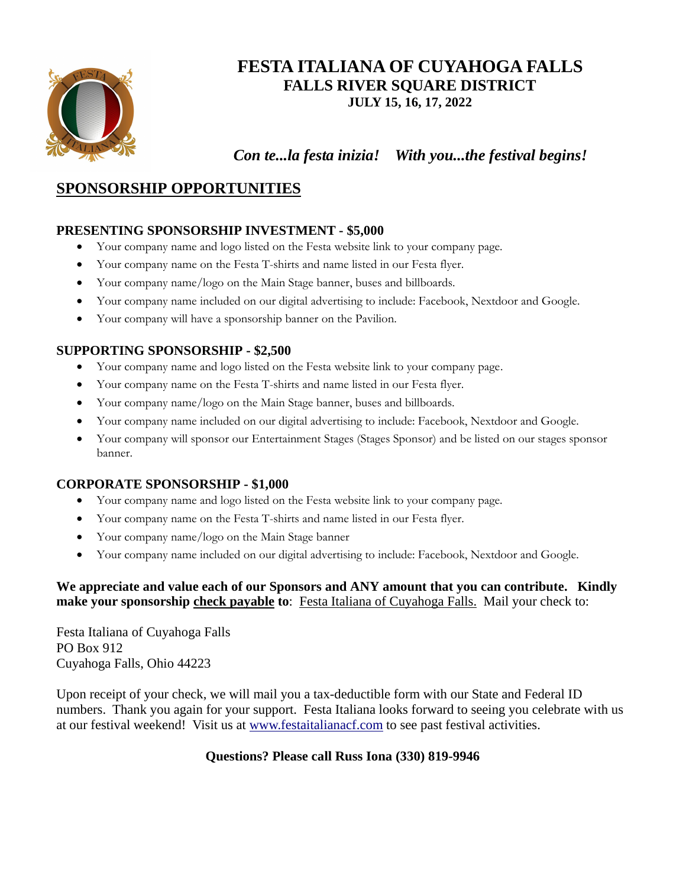# FESTA ITALIANA OF CUYAHOGA FALLS

## FALLS RIVER SQUARE DISTRICT

### JULY 15, 16, 17, 2022

***Con te...la festa inizia!   With you...the festival begins!***

## SPONSORSHIP OPPORTUNITIES

### PRESENTING SPONSORSHIP INVESTMENT - $5,000

- Your company name and logo listed on the Festa website link to your company page.
- Your company name on the Festa T-shirts and name listed in our Festa flyer.
- Your company name/logo on the Main Stage banner, buses and billboards.
- Your company name included on our digital advertising to include: Facebook, Nextdoor and Google.
- Your company will have a sponsorship banner on the Pavilion.

### SUPPORTING SPONSORSHIP - $2,500

- Your company name and logo listed on the Festa website link to your company page.
- Your company name on the Festa T-shirts and name listed in our Festa flyer.
- Your company name/logo on the Main Stage banner, buses and billboards.
- Your company name included on our digital advertising to include: Facebook, Nextdoor and Google.
- Your company will sponsor our Entertainment Stages (Stages Sponsor) and be listed on our stages sponsor banner.

### CORPORATE SPONSORSHIP - $1,000

- Your company name and logo listed on the Festa website link to your company page.
- Your company name on the Festa T-shirts and name listed in our Festa flyer.
- Your company name/logo on the Main Stage banner
- Your company name included on our digital advertising to include: Facebook, Nextdoor and Google.

**We appreciate and value each of our Sponsors and ANY amount that you can contribute. Kindly make your sponsorship check payable to**: Festa Italiana of Cuyahoga Falls. Mail your check to:

Festa Italiana of Cuyahoga Falls
PO Box 912
Cuyahoga Falls, Ohio 44223

Upon receipt of your check, we will mail you a tax-deductible form with our State and Federal ID numbers. Thank you again for your support. Festa Italiana looks forward to seeing you celebrate with us at our festival weekend! Visit us at www.festaitalianacf.com to see past festival activities.

**Questions? Please call Russ Iona (330) 819-9946**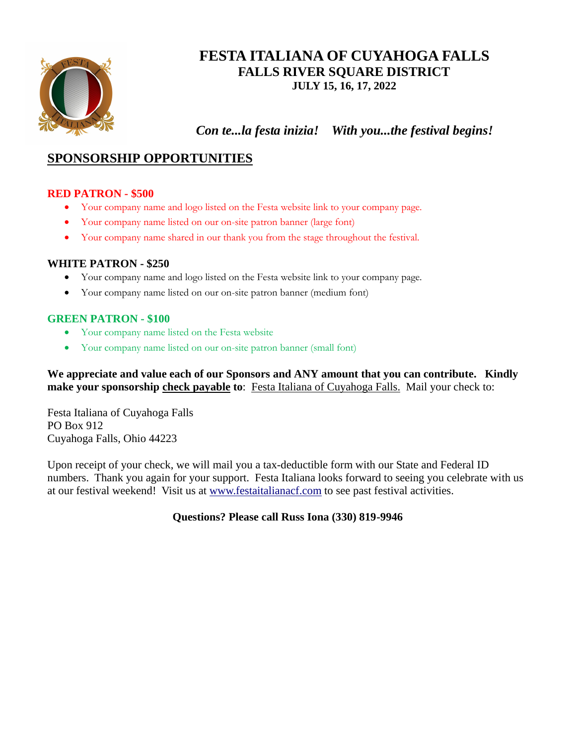# FESTA ITALIANA OF CUYAHOGA FALLS

**FALLS RIVER SQUARE DISTRICT**

**JULY 15, 16, 17, 2022**

***Con te...la festa inizia! With you...the festival begins!***

## SPONSORSHIP OPPORTUNITIES

### RED PATRON - $500

- Your company name and logo listed on the Festa website link to your company page.
- Your company name listed on our on-site patron banner (large font)
- Your company name shared in our thank you from the stage throughout the festival.

### WHITE PATRON - $250

- Your company name and logo listed on the Festa website link to your company page.
- Your company name listed on our on-site patron banner (medium font)

### GREEN PATRON - $100

- Your company name listed on the Festa website
- Your company name listed on our on-site patron banner (small font)

**We appreciate and value each of our Sponsors and ANY amount that you can contribute. Kindly make your sponsorship check payable to**: Festa Italiana of Cuyahoga Falls. Mail your check to:

Festa Italiana of Cuyahoga Falls
PO Box 912
Cuyahoga Falls, Ohio 44223

Upon receipt of your check, we will mail you a tax-deductible form with our State and Federal ID numbers. Thank you again for your support. Festa Italiana looks forward to seeing you celebrate with us at our festival weekend! Visit us at www.festaitalianacf.com to see past festival activities.

**Questions? Please call Russ Iona (330) 819-9946**